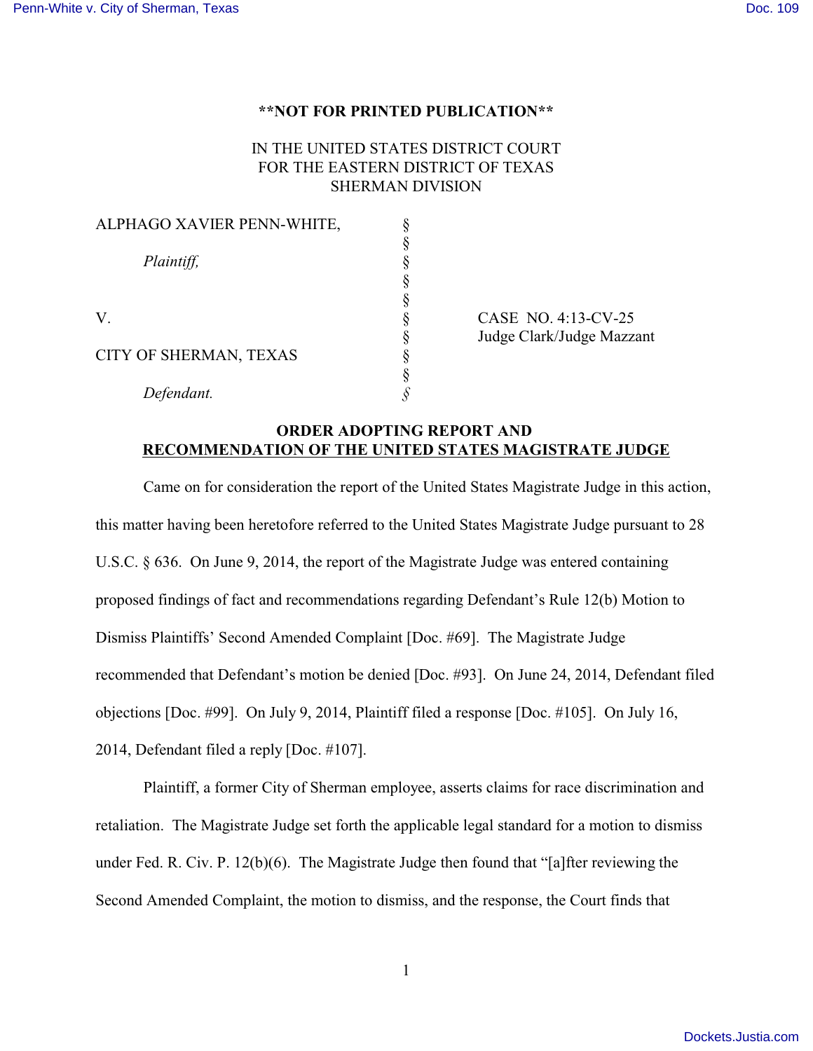**NOT FOR PRINTED PUBLICATION**

IN THE UNITED STATES DISTRICT COURT
FOR THE EASTERN DISTRICT OF TEXAS
SHERMAN DIVISION

| | | |
|---|---|---|
| ALPHAGO XAVIER PENN-WHITE, | § | |
| | § | |
| *Plaintiff,* | § | |
| | § | |
| | § | |
| V. | § | CASE NO. 4:13-CV-25 |
| | § | Judge Clark/Judge Mazzant |
| CITY OF SHERMAN, TEXAS | § | |
| | § | |
| *Defendant.* | § | |

**ORDER ADOPTING REPORT AND RECOMMENDATION OF THE UNITED STATES MAGISTRATE JUDGE**

Came on for consideration the report of the United States Magistrate Judge in this action, this matter having been heretofore referred to the United States Magistrate Judge pursuant to 28 U.S.C. § 636. On June 9, 2014, the report of the Magistrate Judge was entered containing proposed findings of fact and recommendations regarding Defendant's Rule 12(b) Motion to Dismiss Plaintiffs' Second Amended Complaint [Doc. #69]. The Magistrate Judge recommended that Defendant's motion be denied [Doc. #93]. On June 24, 2014, Defendant filed objections [Doc. #99]. On July 9, 2014, Plaintiff filed a response [Doc. #105]. On July 16, 2014, Defendant filed a reply [Doc. #107].

Plaintiff, a former City of Sherman employee, asserts claims for race discrimination and retaliation. The Magistrate Judge set forth the applicable legal standard for a motion to dismiss under Fed. R. Civ. P. 12(b)(6). The Magistrate Judge then found that "[a]fter reviewing the Second Amended Complaint, the motion to dismiss, and the response, the Court finds that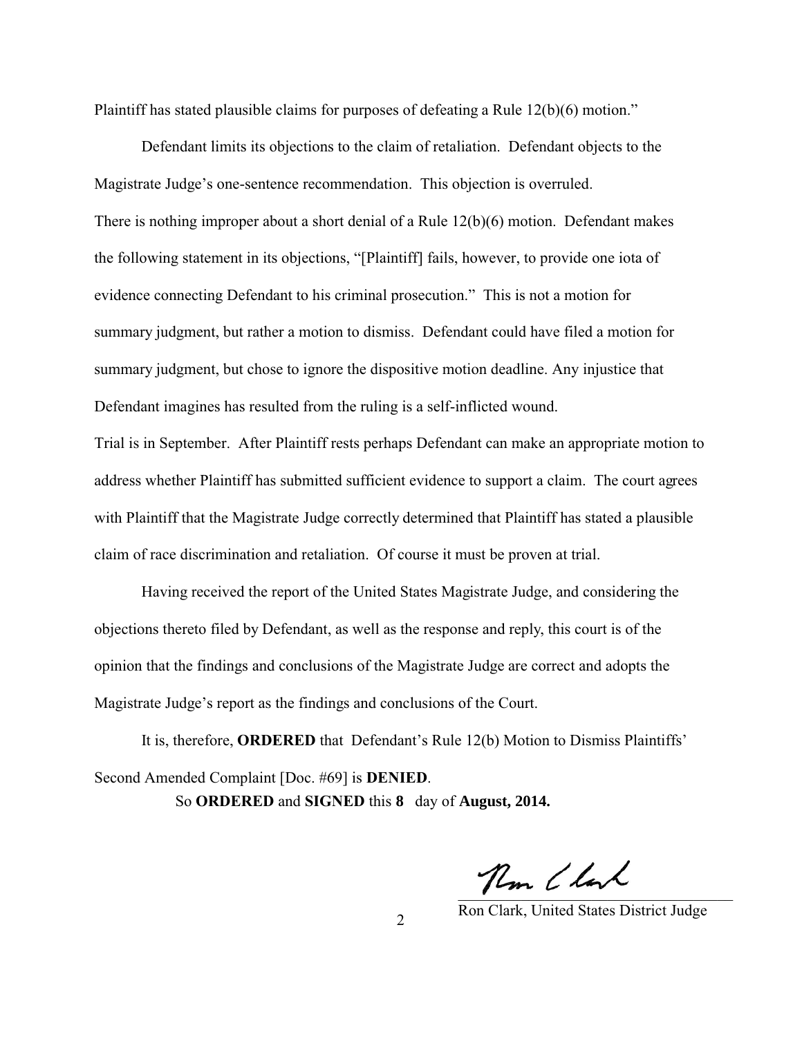Plaintiff has stated plausible claims for purposes of defeating a Rule 12(b)(6) motion."

Defendant limits its objections to the claim of retaliation. Defendant objects to the Magistrate Judge's one-sentence recommendation. This objection is overruled. There is nothing improper about a short denial of a Rule 12(b)(6) motion. Defendant makes the following statement in its objections, "[Plaintiff] fails, however, to provide one iota of evidence connecting Defendant to his criminal prosecution." This is not a motion for summary judgment, but rather a motion to dismiss. Defendant could have filed a motion for summary judgment, but chose to ignore the dispositive motion deadline. Any injustice that Defendant imagines has resulted from the ruling is a self-inflicted wound. Trial is in September. After Plaintiff rests perhaps Defendant can make an appropriate motion to address whether Plaintiff has submitted sufficient evidence to support a claim. The court agrees with Plaintiff that the Magistrate Judge correctly determined that Plaintiff has stated a plausible claim of race discrimination and retaliation. Of course it must be proven at trial.

Having received the report of the United States Magistrate Judge, and considering the objections thereto filed by Defendant, as well as the response and reply, this court is of the opinion that the findings and conclusions of the Magistrate Judge are correct and adopts the Magistrate Judge's report as the findings and conclusions of the Court.

It is, therefore, **ORDERED** that Defendant's Rule 12(b) Motion to Dismiss Plaintiffs' Second Amended Complaint [Doc. #69] is **DENIED**.

So **ORDERED** and **SIGNED** this **8** day of **August, 2014.**

Ron Clark, United States District Judge